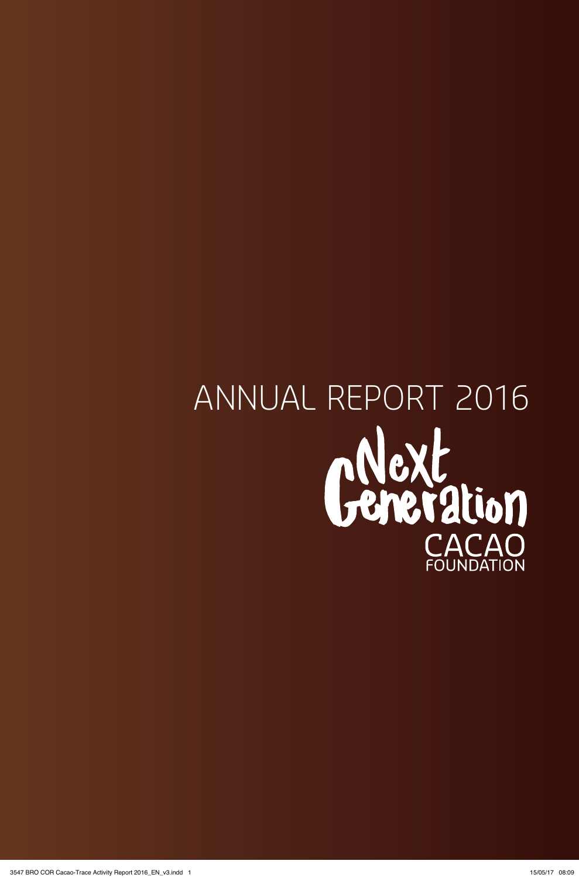# ANNUAL REPORT 2016

Next Generation CACAO FOUNDATION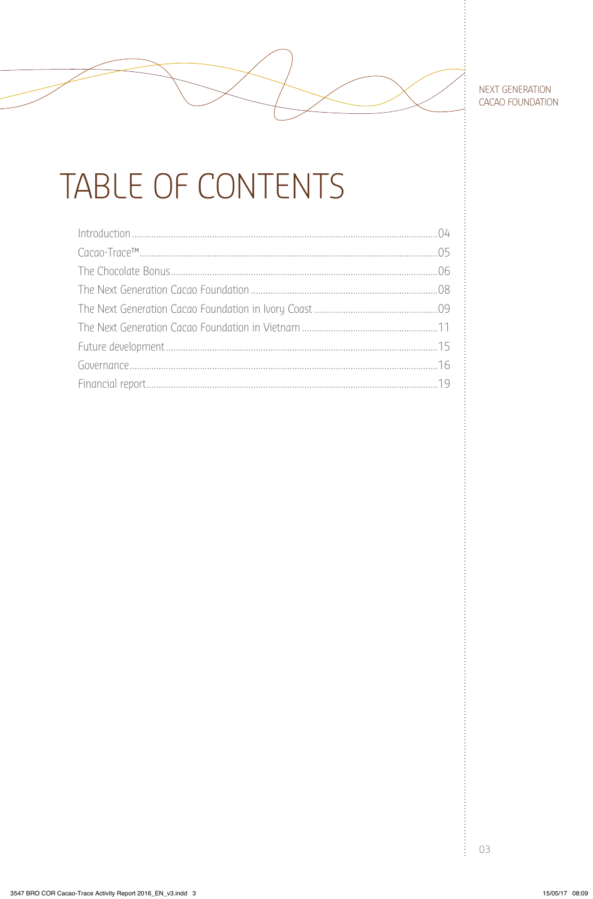# TABLE OF CONTENTS

- Introduction .............................................................. 04
- Cacao-Trace™ .............................................................. 05
- The Chocolate Bonus .............................................................. 06
- The Next Generation Cacao Foundation .............................................................. 08
- The Next Generation Cacao Foundation in Ivory Coast .............................................................. 09
- The Next Generation Cacao Foundation in Vietnam .............................................................. 11
- Future development .............................................................. 15
- Governance .............................................................. 16
- Financial report .............................................................. 19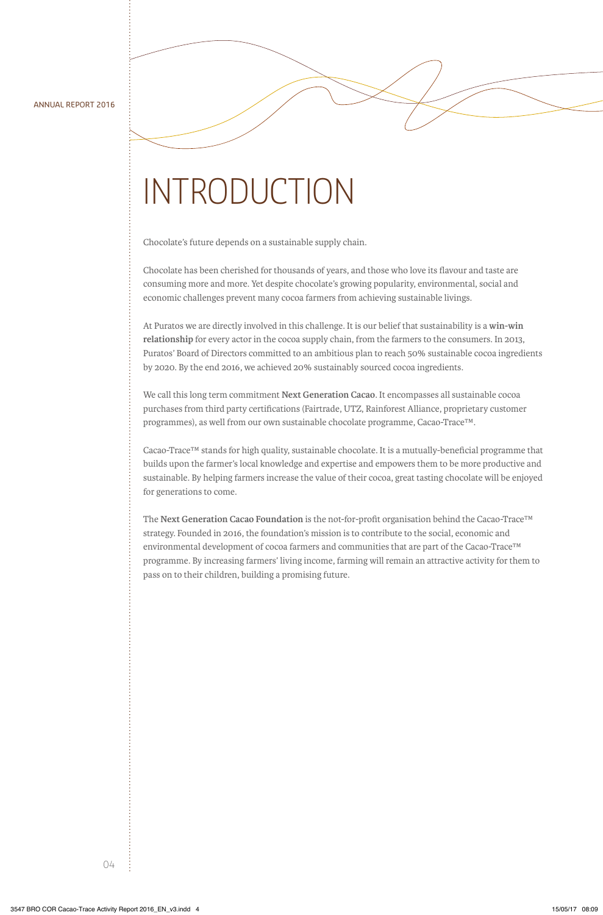# INTRODUCTION

Chocolate's future depends on a sustainable supply chain.

Chocolate has been cherished for thousands of years, and those who love its flavour and taste are consuming more and more. Yet despite chocolate's growing popularity, environmental, social and economic challenges prevent many cocoa farmers from achieving sustainable livings.

At Puratos we are directly involved in this challenge. It is our belief that sustainability is a **win-win relationship** for every actor in the cocoa supply chain, from the farmers to the consumers. In 2013, Puratos' Board of Directors committed to an ambitious plan to reach 50% sustainable cocoa ingredients by 2020. By the end 2016, we achieved 20% sustainably sourced cocoa ingredients.

We call this long term commitment **Next Generation Cacao**. It encompasses all sustainable cocoa purchases from third party certifications (Fairtrade, UTZ, Rainforest Alliance, proprietary customer programmes), as well from our own sustainable chocolate programme, Cacao-Trace™.

Cacao-Trace™ stands for high quality, sustainable chocolate. It is a mutually-beneficial programme that builds upon the farmer's local knowledge and expertise and empowers them to be more productive and sustainable. By helping farmers increase the value of their cocoa, great tasting chocolate will be enjoyed for generations to come.

The **Next Generation Cacao Foundation** is the not-for-profit organisation behind the Cacao-Trace™ strategy. Founded in 2016, the foundation's mission is to contribute to the social, economic and environmental development of cocoa farmers and communities that are part of the Cacao-Trace™ programme. By increasing farmers' living income, farming will remain an attractive activity for them to pass on to their children, building a promising future.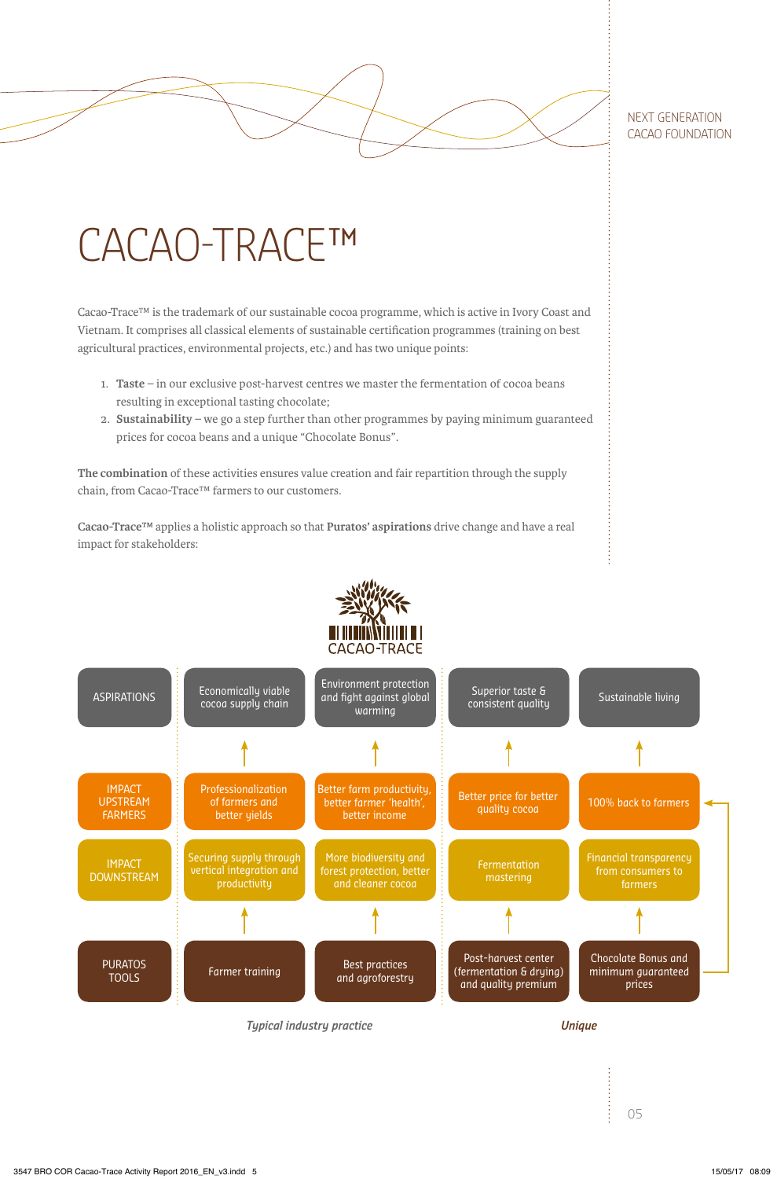NEXT GENERATION CACAO FOUNDATION

# CACAO-TRACE™

Cacao-Trace™ is the trademark of our sustainable cocoa programme, which is active in Ivory Coast and Vietnam. It comprises all classical elements of sustainable certification programmes (training on best agricultural practices, environmental projects, etc.) and has two unique points:

1. **Taste** – in our exclusive post-harvest centres we master the fermentation of cocoa beans resulting in exceptional tasting chocolate;
2. **Sustainability** – we go a step further than other programmes by paying minimum guaranteed prices for cocoa beans and a unique "Chocolate Bonus".

**The combination** of these activities ensures value creation and fair repartition through the supply chain, from Cacao-Trace™ farmers to our customers.

**Cacao-Trace™** applies a holistic approach so that **Puratos' aspirations** drive change and have a real impact for stakeholders:

CACAO-TRACE

| | | | | |
|---|---|---|---|---|
| ASPIRATIONS | Economically viable cocoa supply chain | Environment protection and fight against global warming | Superior taste & consistent quality | Sustainable living |
| IMPACT UPSTREAM FARMERS | Professionalization of farmers and better yields | Better farm productivity, better farmer 'health', better income | Better price for better quality cocoa | 100% back to farmers |
| IMPACT DOWNSTREAM | Securing supply through vertical integration and productivity | More biodiversity and forest protection, better and cleaner cocoa | Fermentation mastering | Financial transparency from consumers to farmers |
| PURATOS TOOLS | Farmer training | Best practices and agroforestry | Post-harvest center (fermentation & drying) and quality premium | Chocolate Bonus and minimum guaranteed prices |

*Typical industry practice* &nbsp;&nbsp;&nbsp;&nbsp; ***Unique***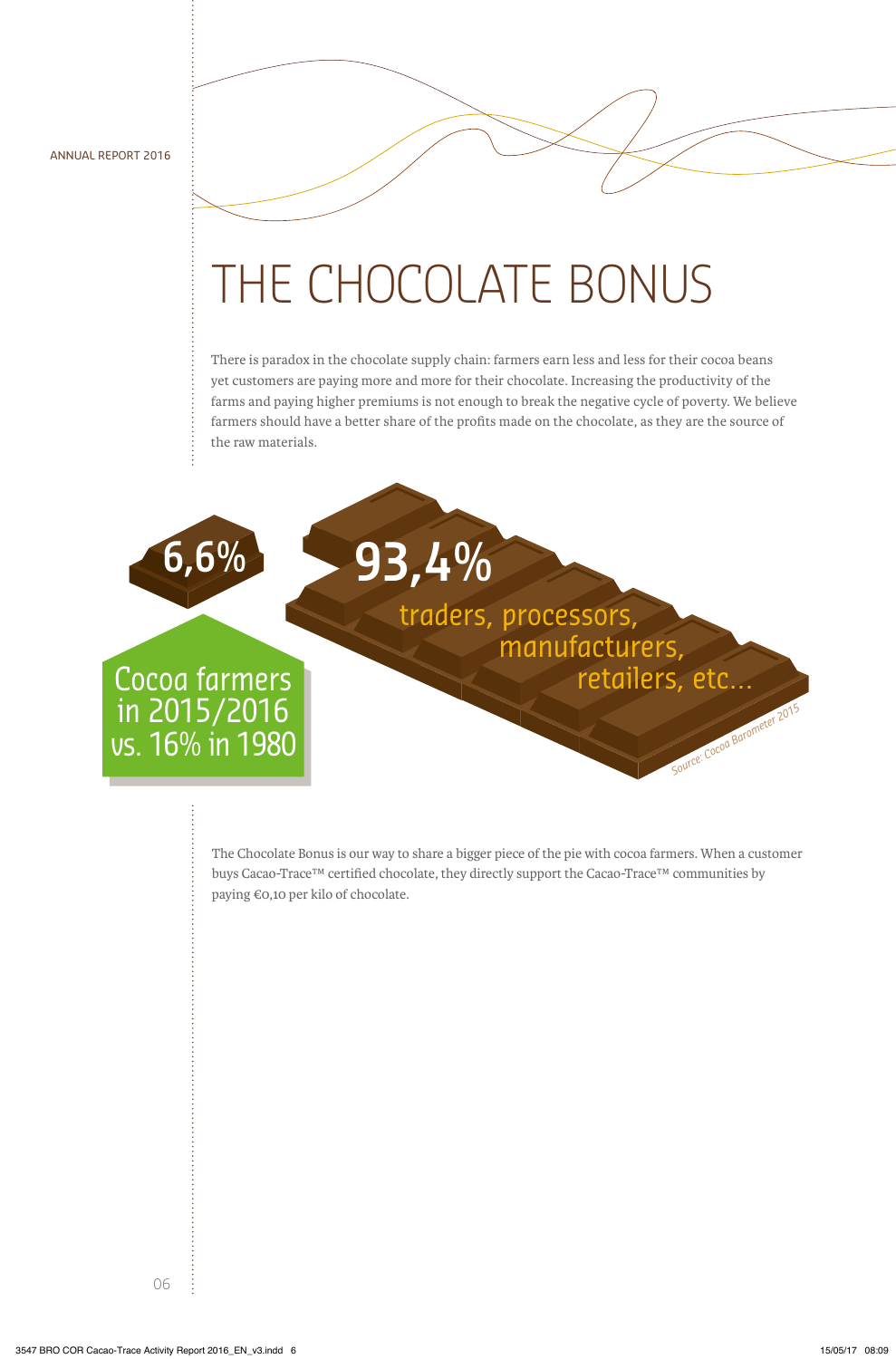# THE CHOCOLATE BONUS

There is paradox in the chocolate supply chain: farmers earn less and less for their cocoa beans yet customers are paying more and more for their chocolate. Increasing the productivity of the farms and paying higher premiums is not enough to break the negative cycle of poverty. We believe farmers should have a better share of the profits made on the chocolate, as they are the source of the raw materials.

**6,6%**

Cocoa farmers in 2015/2016 vs. 16% in 1980

**93,4%**

traders, processors, manufacturers, retailers, etc...

*Source: Cocoa Barometer 2015*

The Chocolate Bonus is our way to share a bigger piece of the pie with cocoa farmers. When a customer buys Cacao-Trace™ certified chocolate, they directly support the Cacao-Trace™ communities by paying €0,10 per kilo of chocolate.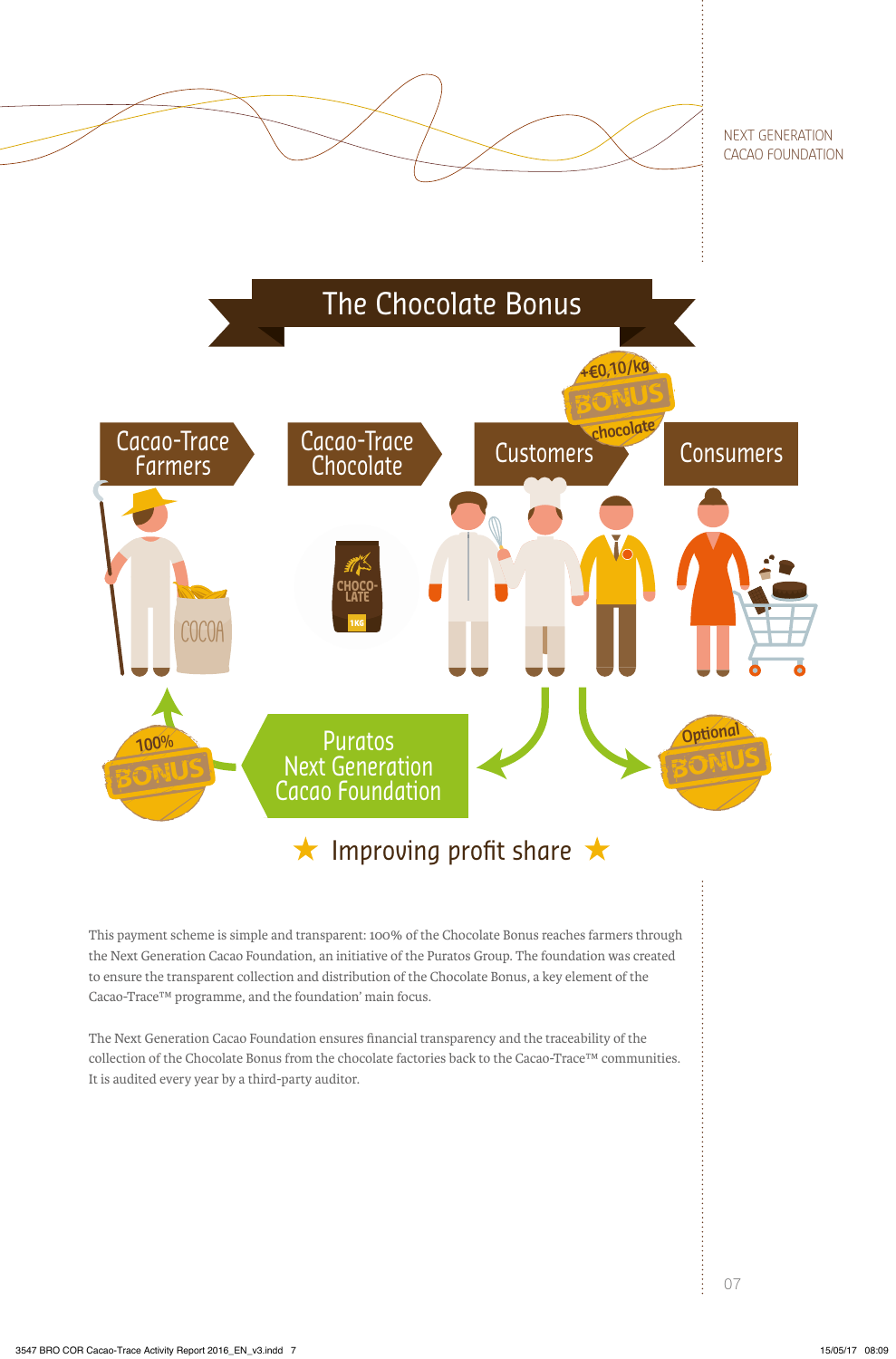## The Chocolate Bonus

Cacao-Trace Farmers → Cacao-Trace Chocolate → Customers → Consumers

+€0,10/kg BONUS chocolate

100% BONUS

Puratos Next Generation Cacao Foundation

Optional BONUS

★ Improving profit share ★

This payment scheme is simple and transparent: 100% of the Chocolate Bonus reaches farmers through the Next Generation Cacao Foundation, an initiative of the Puratos Group. The foundation was created to ensure the transparent collection and distribution of the Chocolate Bonus, a key element of the Cacao-Trace™ programme, and the foundation' main focus.

The Next Generation Cacao Foundation ensures financial transparency and the traceability of the collection of the Chocolate Bonus from the chocolate factories back to the Cacao-Trace™ communities. It is audited every year by a third-party auditor.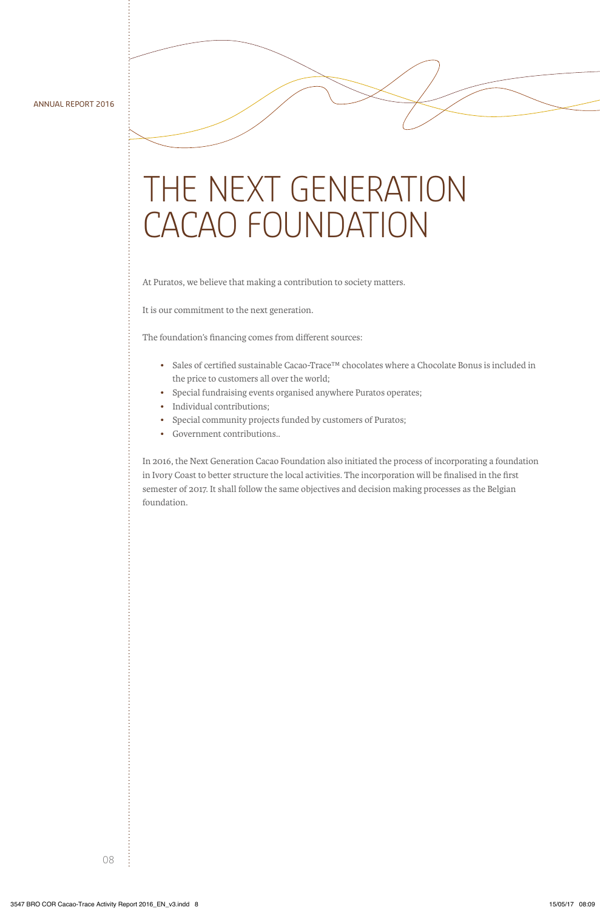# THE NEXT GENERATION CACAO FOUNDATION

At Puratos, we believe that making a contribution to society matters.

It is our commitment to the next generation.

The foundation's financing comes from different sources:

- Sales of certified sustainable Cacao-Trace™ chocolates where a Chocolate Bonus is included in the price to customers all over the world;
- Special fundraising events organised anywhere Puratos operates;
- Individual contributions;
- Special community projects funded by customers of Puratos;
- Government contributions..

In 2016, the Next Generation Cacao Foundation also initiated the process of incorporating a foundation in Ivory Coast to better structure the local activities. The incorporation will be finalised in the first semester of 2017. It shall follow the same objectives and decision making processes as the Belgian foundation.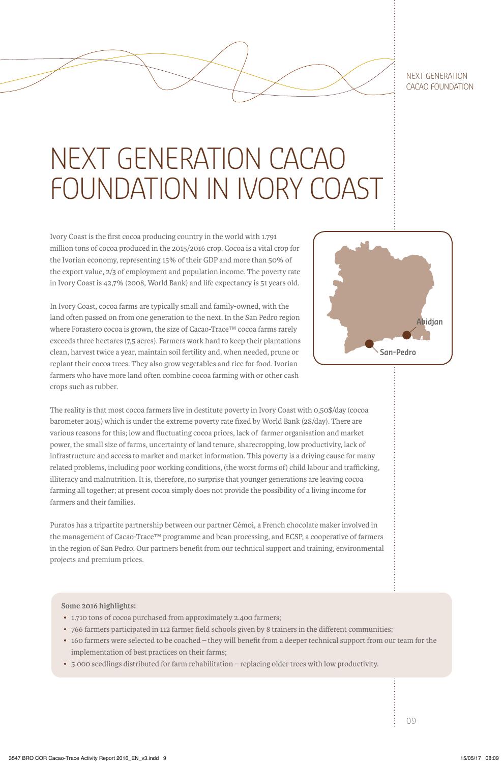# NEXT GENERATION CACAO FOUNDATION IN IVORY COAST

Ivory Coast is the first cocoa producing country in the world with 1.791 million tons of cocoa produced in the 2015/2016 crop. Cocoa is a vital crop for the Ivorian economy, representing 15% of their GDP and more than 50% of the export value, 2/3 of employment and population income. The poverty rate in Ivory Coast is 42,7% (2008, World Bank) and life expectancy is 51 years old.

In Ivory Coast, cocoa farms are typically small and family-owned, with the land often passed on from one generation to the next. In the San Pedro region where Forastero cocoa is grown, the size of Cacao-Trace™ cocoa farms rarely exceeds three hectares (7,5 acres). Farmers work hard to keep their plantations clean, harvest twice a year, maintain soil fertility and, when needed, prune or replant their cocoa trees. They also grow vegetables and rice for food. Ivorian farmers who have more land often combine cocoa farming with or other cash crops such as rubber.

Abidjan

San-Pedro

The reality is that most cocoa farmers live in destitute poverty in Ivory Coast with 0,50$/day (cocoa barometer 2015) which is under the extreme poverty rate fixed by World Bank (2$/day). There are various reasons for this; low and fluctuating cocoa prices, lack of farmer organisation and market power, the small size of farms, uncertainty of land tenure, sharecropping, low productivity, lack of infrastructure and access to market and market information. This poverty is a driving cause for many related problems, including poor working conditions, (the worst forms of) child labour and trafficking, illiteracy and malnutrition. It is, therefore, no surprise that younger generations are leaving cocoa farming all together; at present cocoa simply does not provide the possibility of a living income for farmers and their families.

Puratos has a tripartite partnership between our partner Cémoi, a French chocolate maker involved in the management of Cacao-Trace™ programme and bean processing, and ECSP, a cooperative of farmers in the region of San Pedro. Our partners benefit from our technical support and training, environmental projects and premium prices.

**Some 2016 highlights:**

- 1.710 tons of cocoa purchased from approximately 2.400 farmers;
- 766 farmers participated in 112 farmer field schools given by 8 trainers in the different communities;
- 160 farmers were selected to be coached – they will benefit from a deeper technical support from our team for the implementation of best practices on their farms;
- 5.000 seedlings distributed for farm rehabilitation – replacing older trees with low productivity.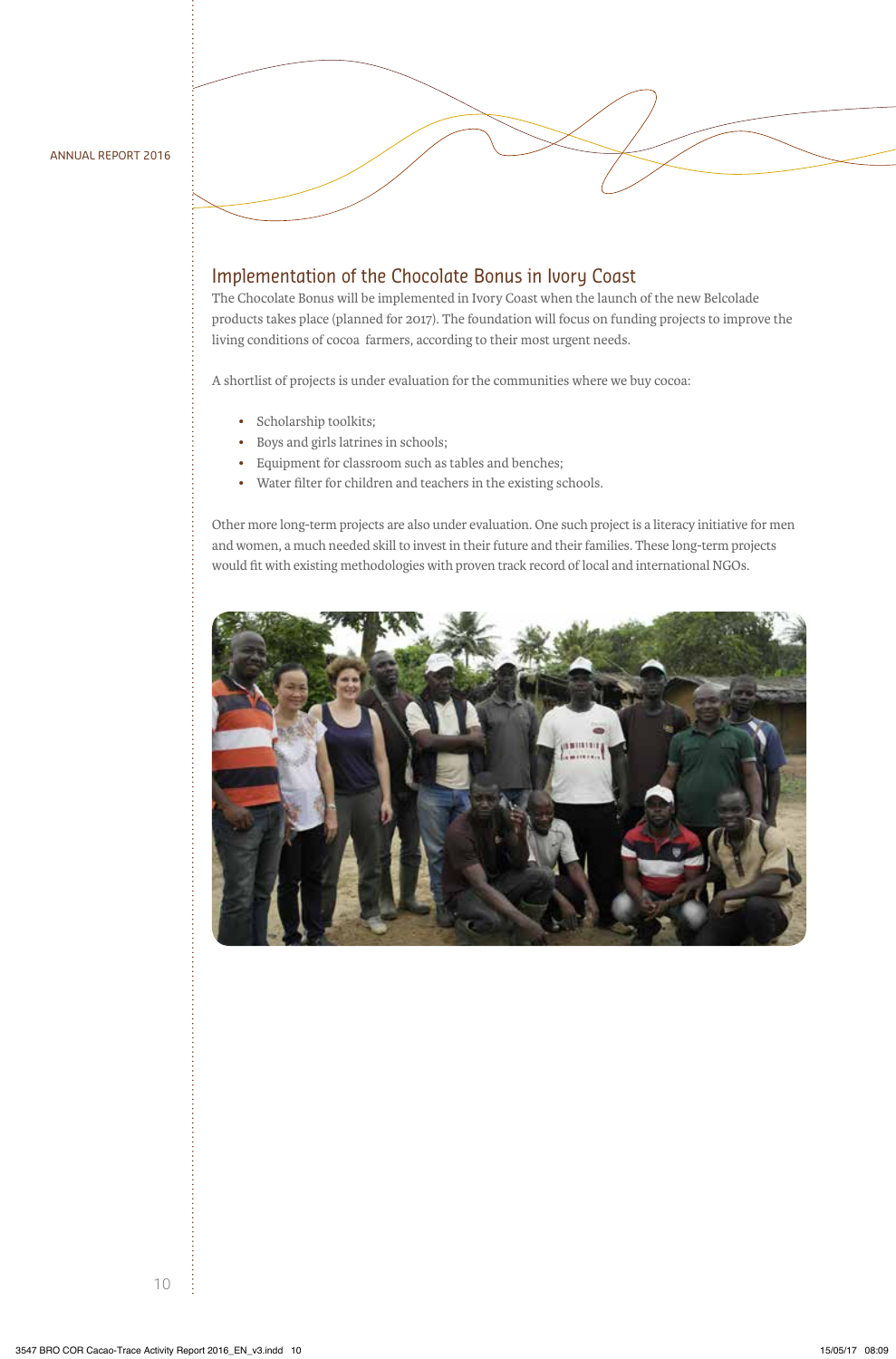## Implementation of the Chocolate Bonus in Ivory Coast

The Chocolate Bonus will be implemented in Ivory Coast when the launch of the new Belcolade products takes place (planned for 2017). The foundation will focus on funding projects to improve the living conditions of cocoa farmers, according to their most urgent needs.

A shortlist of projects is under evaluation for the communities where we buy cocoa:

- Scholarship toolkits;
- Boys and girls latrines in schools;
- Equipment for classroom such as tables and benches;
- Water filter for children and teachers in the existing schools.

Other more long-term projects are also under evaluation. One such project is a literacy initiative for men and women, a much needed skill to invest in their future and their families. These long-term projects would fit with existing methodologies with proven track record of local and international NGOs.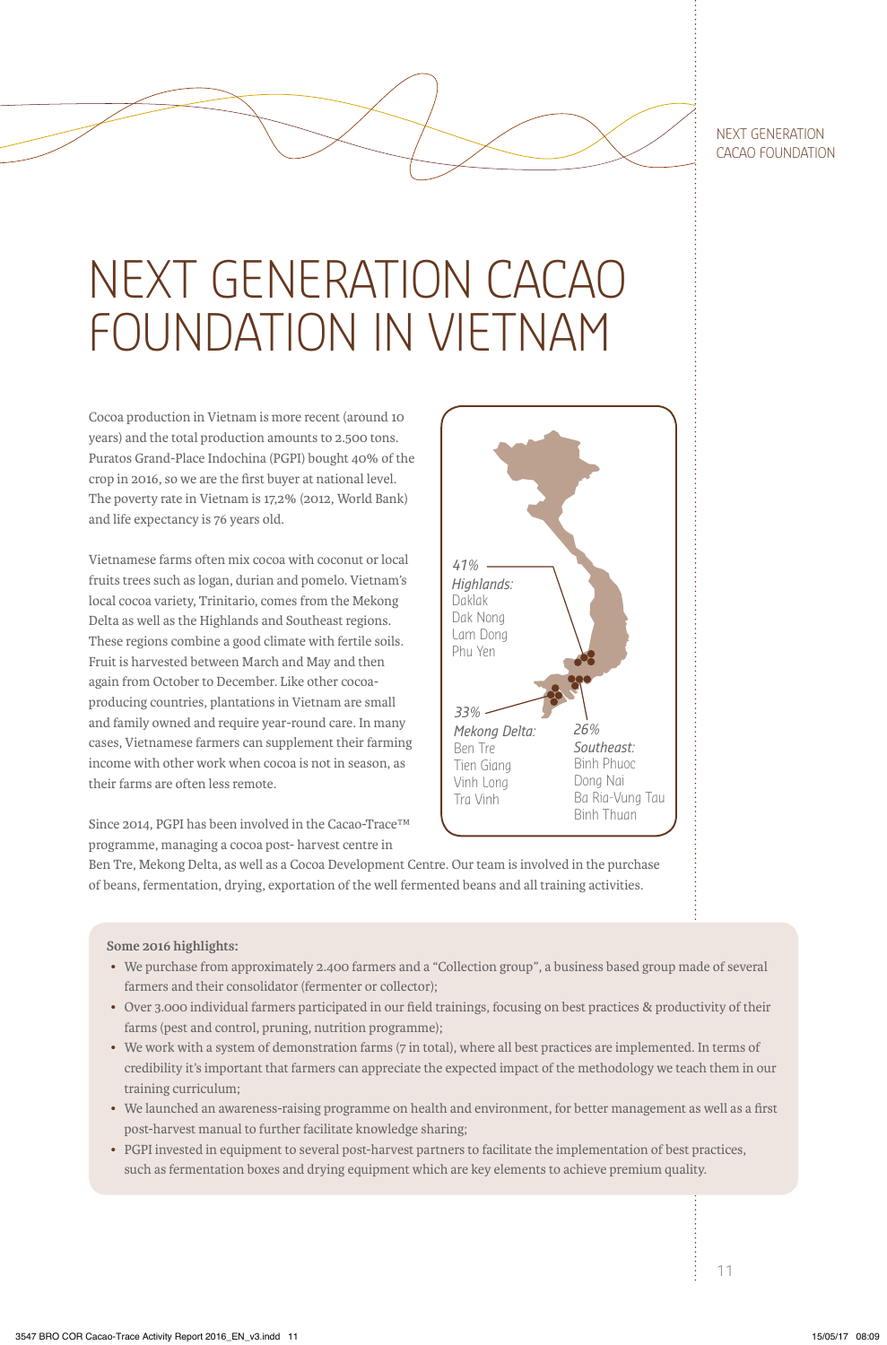# NEXT GENERATION CACAO FOUNDATION IN VIETNAM

Cocoa production in Vietnam is more recent (around 10 years) and the total production amounts to 2.500 tons. Puratos Grand-Place Indochina (PGPI) bought 40% of the crop in 2016, so we are the first buyer at national level. The poverty rate in Vietnam is 17,2% (2012, World Bank) and life expectancy is 76 years old.

Vietnamese farms often mix cocoa with coconut or local fruits trees such as logan, durian and pomelo. Vietnam's local cocoa variety, Trinitario, comes from the Mekong Delta as well as the Highlands and Southeast regions. These regions combine a good climate with fertile soils. Fruit is harvested between March and May and then again from October to December. Like other cocoa-producing countries, plantations in Vietnam are small and family owned and require year-round care. In many cases, Vietnamese farmers can supplement their farming income with other work when cocoa is not in season, as their farms are often less remote.

*41%*
*Highlands:*
Daklak
Dak Nong
Lam Dong
Phu Yen

*33%*
*Mekong Delta:*
Ben Tre
Tien Giang
Vinh Long
Tra Vinh

*26%*
*Southeast:*
Binh Phuoc
Dong Nai
Ba Ria-Vung Tau
Binh Thuan

Since 2014, PGPI has been involved in the Cacao-Trace™ programme, managing a cocoa post- harvest centre in Ben Tre, Mekong Delta, as well as a Cocoa Development Centre. Our team is involved in the purchase of beans, fermentation, drying, exportation of the well fermented beans and all training activities.

**Some 2016 highlights:**

- We purchase from approximately 2.400 farmers and a "Collection group", a business based group made of several farmers and their consolidator (fermenter or collector);
- Over 3.000 individual farmers participated in our field trainings, focusing on best practices & productivity of their farms (pest and control, pruning, nutrition programme);
- We work with a system of demonstration farms (7 in total), where all best practices are implemented. In terms of credibility it's important that farmers can appreciate the expected impact of the methodology we teach them in our training curriculum;
- We launched an awareness-raising programme on health and environment, for better management as well as a first post-harvest manual to further facilitate knowledge sharing;
- PGPI invested in equipment to several post-harvest partners to facilitate the implementation of best practices, such as fermentation boxes and drying equipment which are key elements to achieve premium quality.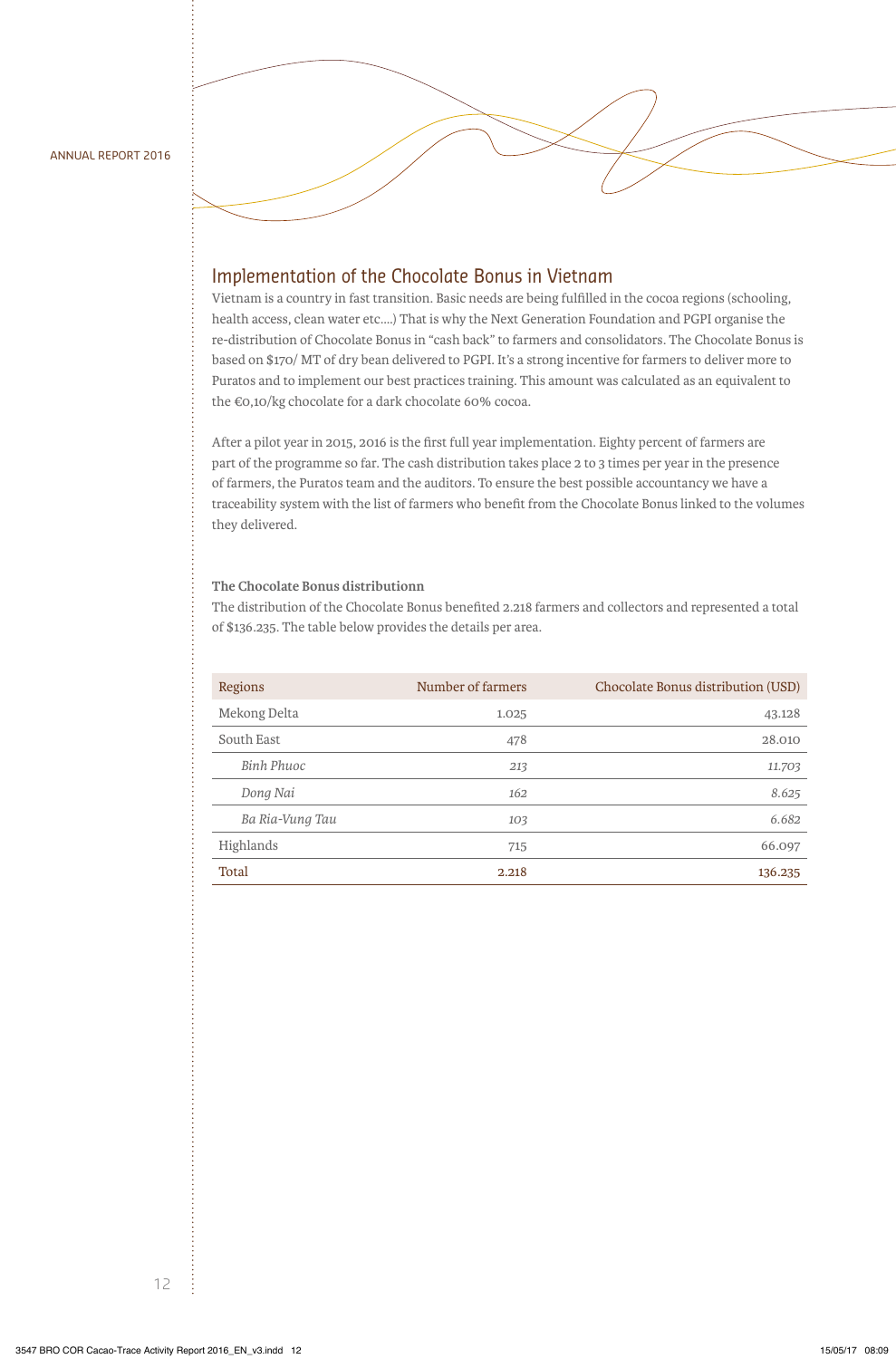## Implementation of the Chocolate Bonus in Vietnam

Vietnam is a country in fast transition. Basic needs are being fulfilled in the cocoa regions (schooling, health access, clean water etc….) That is why the Next Generation Foundation and PGPI organise the re-distribution of Chocolate Bonus in "cash back" to farmers and consolidators. The Chocolate Bonus is based on $170/ MT of dry bean delivered to PGPI. It's a strong incentive for farmers to deliver more to Puratos and to implement our best practices training. This amount was calculated as an equivalent to the €0,10/kg chocolate for a dark chocolate 60% cocoa.

After a pilot year in 2015, 2016 is the first full year implementation. Eighty percent of farmers are part of the programme so far. The cash distribution takes place 2 to 3 times per year in the presence of farmers, the Puratos team and the auditors. To ensure the best possible accountancy we have a traceability system with the list of farmers who benefit from the Chocolate Bonus linked to the volumes they delivered.

**The Chocolate Bonus distributionn**

The distribution of the Chocolate Bonus benefited 2.218 farmers and collectors and represented a total of $136.235. The table below provides the details per area.

| Regions | Number of farmers | Chocolate Bonus distribution (USD) |
|---|---|---|
| Mekong Delta | 1.025 | 43.128 |
| South East | 478 | 28.010 |
| *Binh Phuoc* | *213* | *11.703* |
| *Dong Nai* | *162* | *8.625* |
| *Ba Ria-Vung Tau* | *103* | *6.682* |
| Highlands | 715 | 66.097 |
| Total | 2.218 | 136.235 |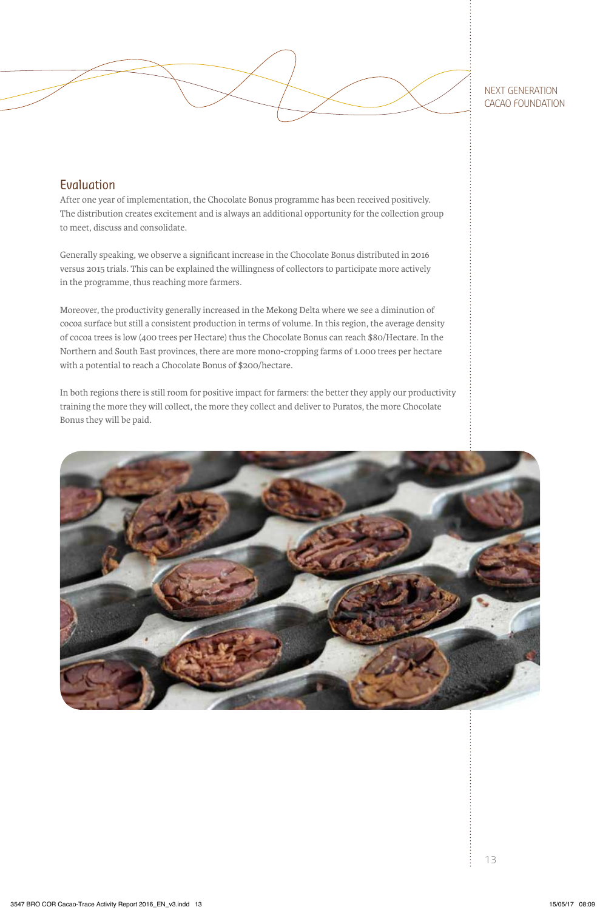## Evaluation

After one year of implementation, the Chocolate Bonus programme has been received positively. The distribution creates excitement and is always an additional opportunity for the collection group to meet, discuss and consolidate.

Generally speaking, we observe a significant increase in the Chocolate Bonus distributed in 2016 versus 2015 trials. This can be explained the willingness of collectors to participate more actively in the programme, thus reaching more farmers.

Moreover, the productivity generally increased in the Mekong Delta where we see a diminution of cocoa surface but still a consistent production in terms of volume. In this region, the average density of cocoa trees is low (400 trees per Hectare) thus the Chocolate Bonus can reach $80/Hectare. In the Northern and South East provinces, there are more mono-cropping farms of 1.000 trees per hectare with a potential to reach a Chocolate Bonus of $200/hectare.

In both regions there is still room for positive impact for farmers: the better they apply our productivity training the more they will collect, the more they collect and deliver to Puratos, the more Chocolate Bonus they will be paid.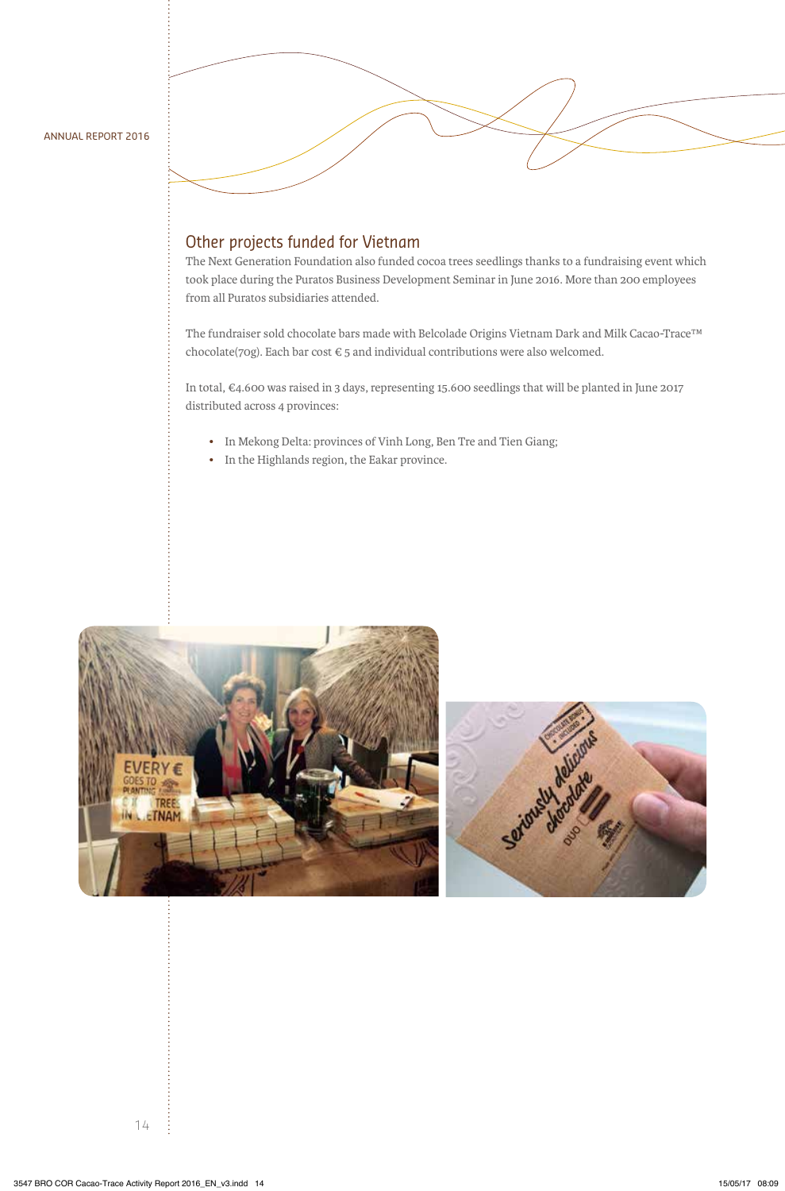## Other projects funded for Vietnam

The Next Generation Foundation also funded cocoa trees seedlings thanks to a fundraising event which took place during the Puratos Business Development Seminar in June 2016. More than 200 employees from all Puratos subsidiaries attended.

The fundraiser sold chocolate bars made with Belcolade Origins Vietnam Dark and Milk Cacao-Trace™ chocolate(70g). Each bar cost € 5 and individual contributions were also welcomed.

In total, €4.600 was raised in 3 days, representing 15.600 seedlings that will be planted in June 2017 distributed across 4 provinces:

- In Mekong Delta: provinces of Vinh Long, Ben Tre and Tien Giang;
- In the Highlands region, the Eakar province.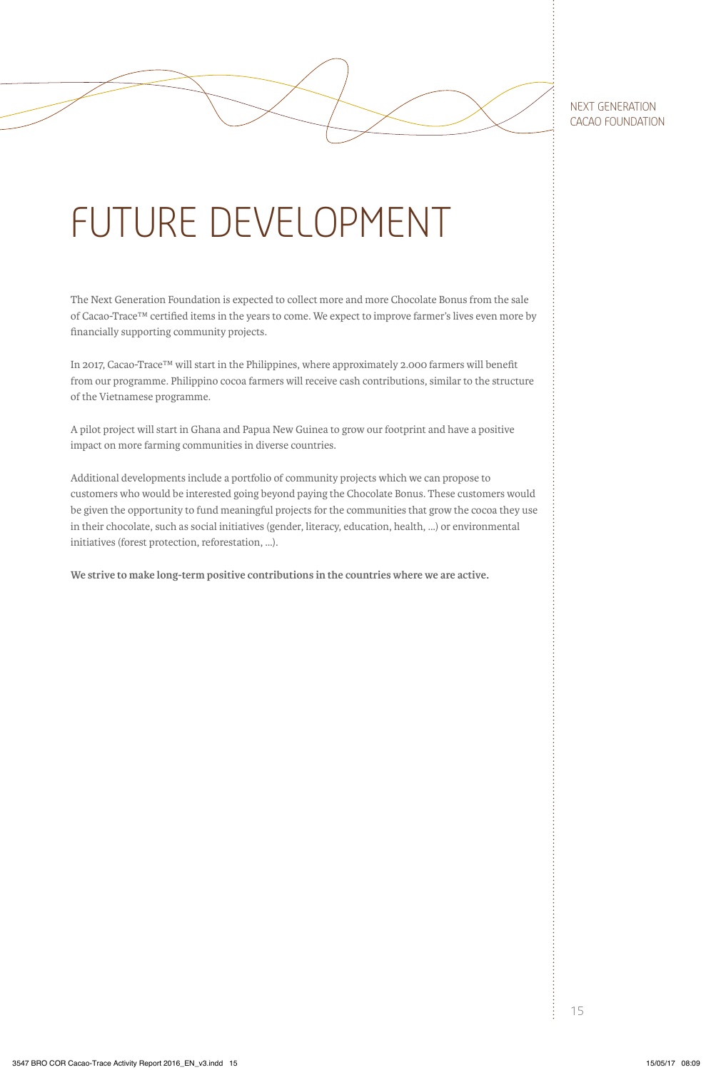# FUTURE DEVELOPMENT

The Next Generation Foundation is expected to collect more and more Chocolate Bonus from the sale of Cacao-Trace™ certified items in the years to come. We expect to improve farmer's lives even more by financially supporting community projects.

In 2017, Cacao-Trace™ will start in the Philippines, where approximately 2.000 farmers will benefit from our programme. Philippino cocoa farmers will receive cash contributions, similar to the structure of the Vietnamese programme.

A pilot project will start in Ghana and Papua New Guinea to grow our footprint and have a positive impact on more farming communities in diverse countries.

Additional developments include a portfolio of community projects which we can propose to customers who would be interested going beyond paying the Chocolate Bonus. These customers would be given the opportunity to fund meaningful projects for the communities that grow the cocoa they use in their chocolate, such as social initiatives (gender, literacy, education, health, ...) or environmental initiatives (forest protection, reforestation, ...).

**We strive to make long-term positive contributions in the countries where we are active.**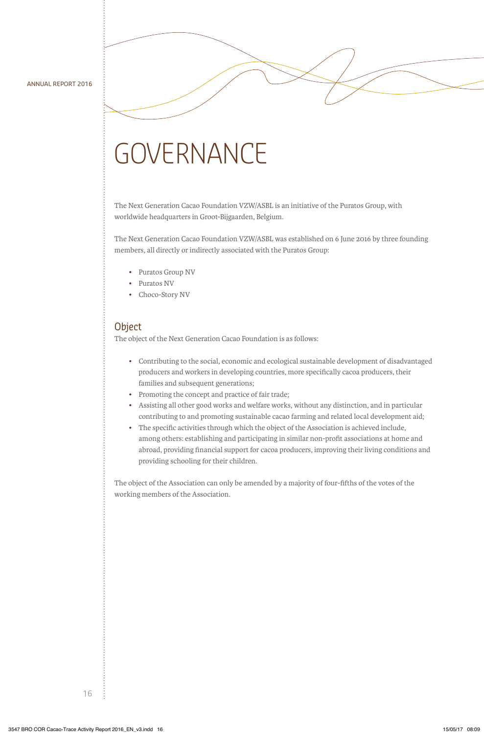# GOVERNANCE

The Next Generation Cacao Foundation VZW/ASBL is an initiative of the Puratos Group, with worldwide headquarters in Groot-Bijgaarden, Belgium.

The Next Generation Cacao Foundation VZW/ASBL was established on 6 June 2016 by three founding members, all directly or indirectly associated with the Puratos Group:

- Puratos Group NV
- Puratos NV
- Choco-Story NV

## Object

The object of the Next Generation Cacao Foundation is as follows:

- Contributing to the social, economic and ecological sustainable development of disadvantaged producers and workers in developing countries, more specifically cacoa producers, their families and subsequent generations;
- Promoting the concept and practice of fair trade;
- Assisting all other good works and welfare works, without any distinction, and in particular contributing to and promoting sustainable cacao farming and related local development aid;
- The specific activities through which the object of the Association is achieved include, among others: establishing and participating in similar non-profit associations at home and abroad, providing financial support for cacoa producers, improving their living conditions and providing schooling for their children.

The object of the Association can only be amended by a majority of four-fifths of the votes of the working members of the Association.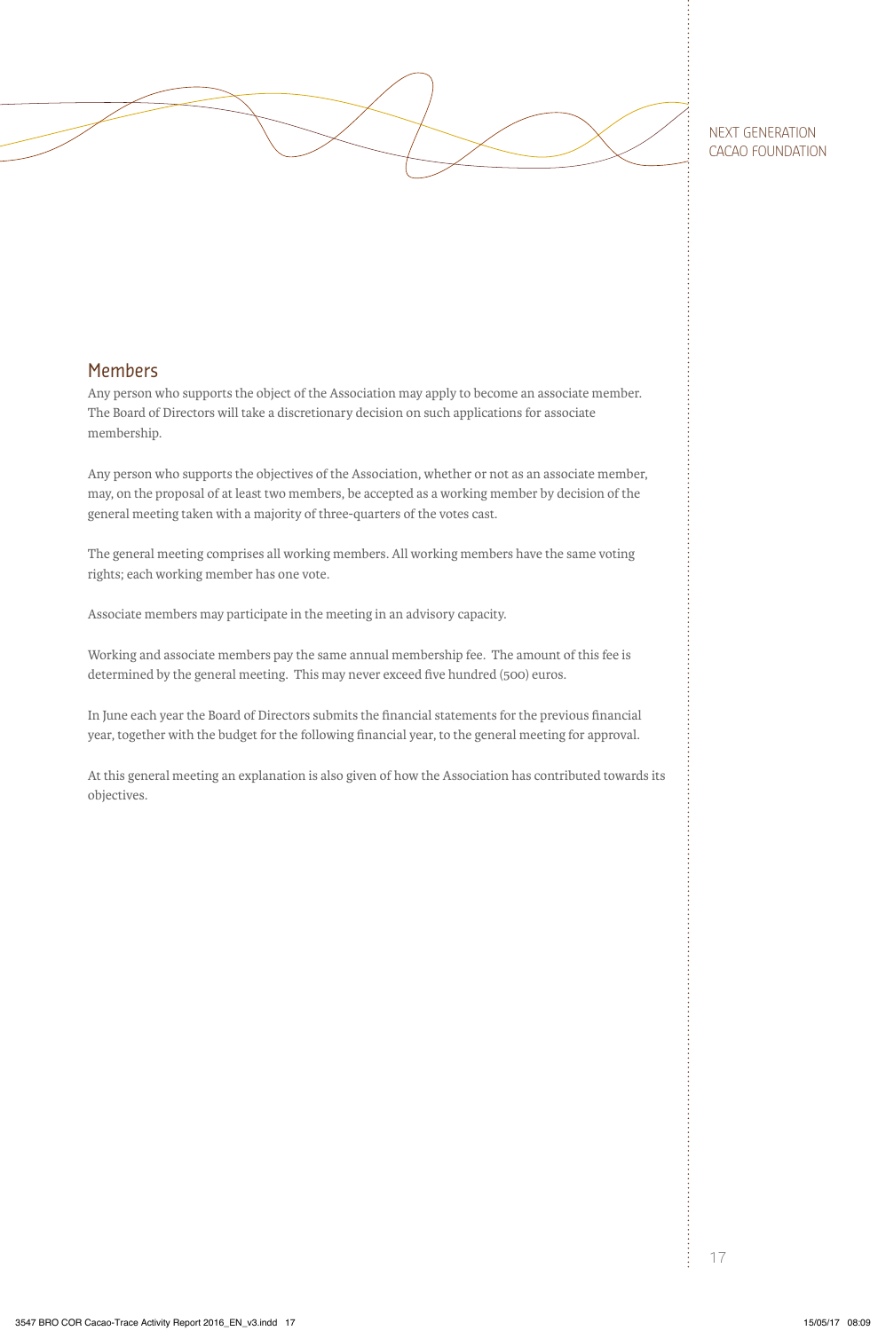## Members

Any person who supports the object of the Association may apply to become an associate member. The Board of Directors will take a discretionary decision on such applications for associate membership.

Any person who supports the objectives of the Association, whether or not as an associate member, may, on the proposal of at least two members, be accepted as a working member by decision of the general meeting taken with a majority of three-quarters of the votes cast.

The general meeting comprises all working members. All working members have the same voting rights; each working member has one vote.

Associate members may participate in the meeting in an advisory capacity.

Working and associate members pay the same annual membership fee. The amount of this fee is determined by the general meeting. This may never exceed five hundred (500) euros.

In June each year the Board of Directors submits the financial statements for the previous financial year, together with the budget for the following financial year, to the general meeting for approval.

At this general meeting an explanation is also given of how the Association has contributed towards its objectives.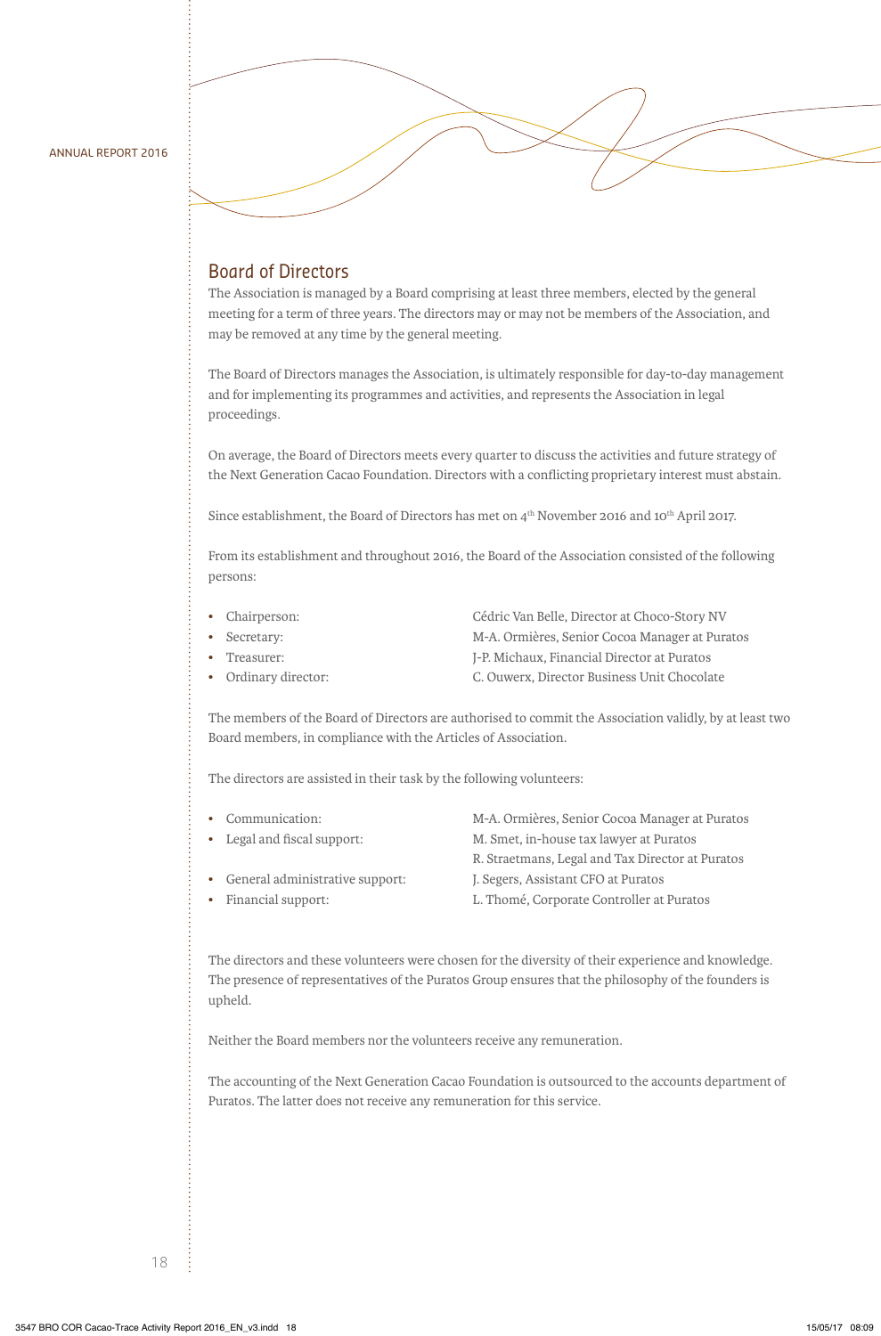## Board of Directors

The Association is managed by a Board comprising at least three members, elected by the general meeting for a term of three years. The directors may or may not be members of the Association, and may be removed at any time by the general meeting.

The Board of Directors manages the Association, is ultimately responsible for day-to-day management and for implementing its programmes and activities, and represents the Association in legal proceedings.

On average, the Board of Directors meets every quarter to discuss the activities and future strategy of the Next Generation Cacao Foundation. Directors with a conflicting proprietary interest must abstain.

Since establishment, the Board of Directors has met on 4th November 2016 and 10th April 2017.

From its establishment and throughout 2016, the Board of the Association consisted of the following persons:

- Chairperson: Cédric Van Belle, Director at Choco-Story NV
- Secretary: M-A. Ormières, Senior Cocoa Manager at Puratos
- Treasurer: J-P. Michaux, Financial Director at Puratos
- Ordinary director: C. Ouwerx, Director Business Unit Chocolate

The members of the Board of Directors are authorised to commit the Association validly, by at least two Board members, in compliance with the Articles of Association.

The directors are assisted in their task by the following volunteers:

- Communication: M-A. Ormières, Senior Cocoa Manager at Puratos
- Legal and fiscal support: M. Smet, in-house tax lawyer at Puratos; R. Straetmans, Legal and Tax Director at Puratos
- General administrative support: J. Segers, Assistant CFO at Puratos
- Financial support: L. Thomé, Corporate Controller at Puratos

The directors and these volunteers were chosen for the diversity of their experience and knowledge. The presence of representatives of the Puratos Group ensures that the philosophy of the founders is upheld.

Neither the Board members nor the volunteers receive any remuneration.

The accounting of the Next Generation Cacao Foundation is outsourced to the accounts department of Puratos. The latter does not receive any remuneration for this service.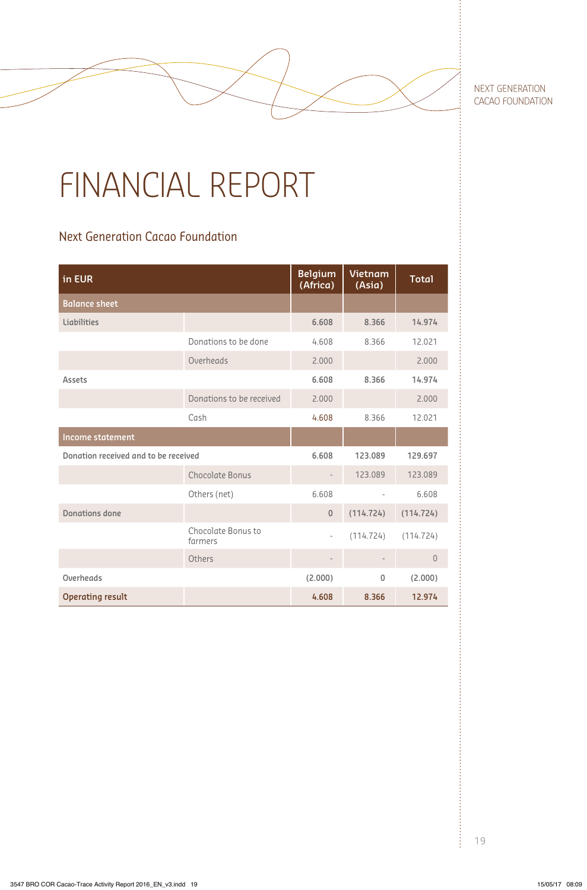# FINANCIAL REPORT

## Next Generation Cacao Foundation

| in EUR | | Belgium (Africa) | Vietnam (Asia) | Total |
|---|---|---|---|---|
| **Balance sheet** | | | | |
| **Liabilities** | | **6.608** | **8.366** | **14.974** |
| | Donations to be done | 4.608 | 8.366 | 12.021 |
| | Overheads | 2.000 | | 2.000 |
| **Assets** | | **6.608** | **8.366** | **14.974** |
| | Donations to be received | 2.000 | | 2.000 |
| | Cash | 4.608 | 8.366 | 12.021 |
| **Income statement** | | | | |
| **Donation received and to be received** | | **6.608** | **123.089** | **129.697** |
| | Chocolate Bonus | - | 123.089 | 123.089 |
| | Others (net) | 6.608 | - | 6.608 |
| **Donations done** | | **0** | **(114.724)** | **(114.724)** |
| | Chocolate Bonus to farmers | - | (114.724) | (114.724) |
| | Others | - | - | 0 |
| **Overheads** | | **(2.000)** | **0** | **(2.000)** |
| **Operating result** | | **4.608** | **8.366** | **12.974** |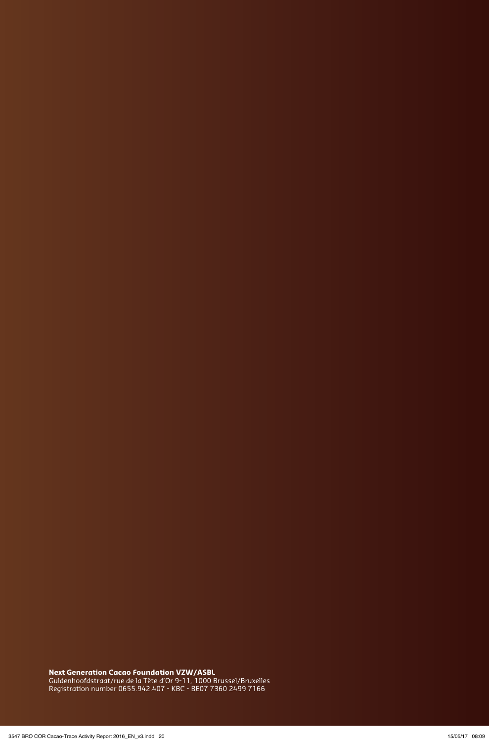**Next Generation Cacao Foundation VZW/ASBL**
Guldenhoofdstraat/rue de la Tête d'Or 9-11, 1000 Brussel/Bruxelles
Registration number 0655.942.407 - KBC - BE07 7360 2499 7166